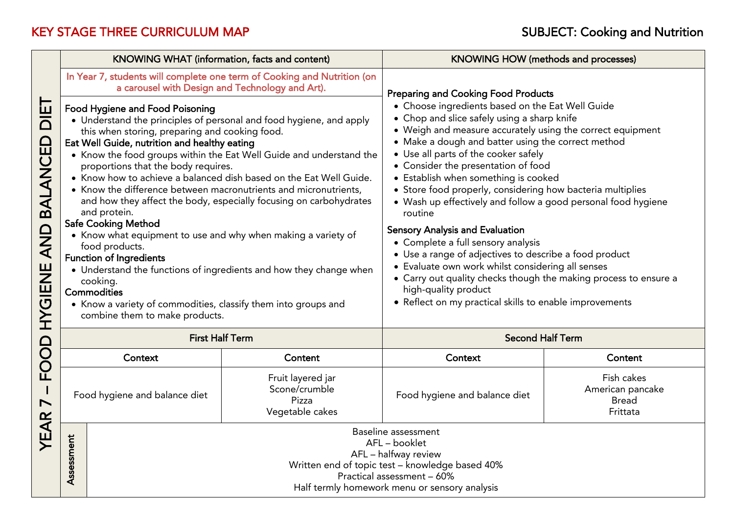KEY STAGE THREE CURRICULUM MAP

SUBJECT: Cooking and Nutrition

## YEAR 7 – FOOD HYGIENE AND BALANCED DIET

### KNOWING WHAT (information, facts and content)

In Year 7, students will complete one term of Cooking and Nutrition (on a carousel with Design and Technology and Art).

**Food Hygiene and Food Poisoning**

- Understand the principles of personal and food hygiene, and apply this when storing, preparing and cooking food.

**Eat Well Guide, nutrition and healthy eating**

- Know the food groups within the Eat Well Guide and understand the proportions that the body requires.
- Know how to achieve a balanced dish based on the Eat Well Guide.
- Know the difference between macronutrients and micronutrients, and how they affect the body, especially focusing on carbohydrates and protein.

**Safe Cooking Method**

- Know what equipment to use and why when making a variety of food products.

**Function of Ingredients**

- Understand the functions of ingredients and how they change when cooking.

**Commodities**

- Know a variety of commodities, classify them into groups and combine them to make products.

### KNOWING HOW (methods and processes)

**Preparing and Cooking Food Products**

- Choose ingredients based on the Eat Well Guide
- Chop and slice safely using a sharp knife
- Weigh and measure accurately using the correct equipment
- Make a dough and batter using the correct method
- Use all parts of the cooker safely
- Consider the presentation of food
- Establish when something is cooked
- Store food properly, considering how bacteria multiplies
- Wash up effectively and follow a good personal food hygiene routine

**Sensory Analysis and Evaluation**

- Complete a full sensory analysis
- Use a range of adjectives to describe a food product
- Evaluate own work whilst considering all senses
- Carry out quality checks though the making process to ensure a high-quality product
- Reflect on my practical skills to enable improvements

| First Half Term | | Second Half Term | |
|---|---|---|---|
| **Context** | **Content** | **Context** | **Content** |
| Food hygiene and balance diet | Fruit layered jar<br>Scone/crumble<br>Pizza<br>Vegetable cakes | Food hygiene and balance diet | Fish cakes<br>American pancake<br>Bread<br>Frittata |

**Assessment**

Baseline assessment
AFL – booklet
AFL – halfway review
Written end of topic test – knowledge based 40%
Practical assessment – 60%
Half termly homework menu or sensory analysis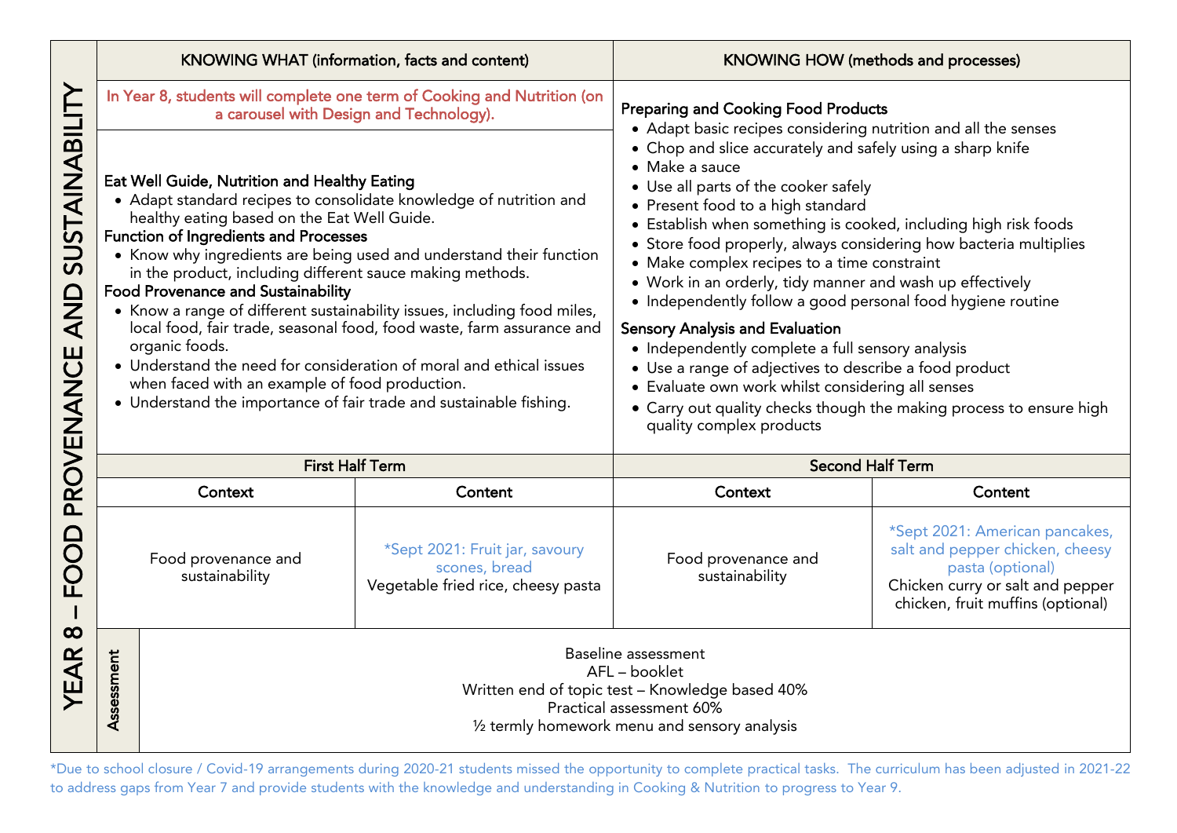# YEAR 8 – FOOD PROVENANCE AND SUSTAINABILITY

| KNOWING WHAT (information, facts and content) | KNOWING HOW (methods and processes) |
|---|---|
| In Year 8, students will complete one term of Cooking and Nutrition (on a carousel with Design and Technology).<br><br>**Eat Well Guide, Nutrition and Healthy Eating**<br>• Adapt standard recipes to consolidate knowledge of nutrition and healthy eating based on the Eat Well Guide.<br>**Function of Ingredients and Processes**<br>• Know why ingredients are being used and understand their function in the product, including different sauce making methods.<br>**Food Provenance and Sustainability**<br>• Know a range of different sustainability issues, including food miles, local food, fair trade, seasonal food, food waste, farm assurance and organic foods.<br>• Understand the need for consideration of moral and ethical issues when faced with an example of food production.<br>• Understand the importance of fair trade and sustainable fishing. | **Preparing and Cooking Food Products**<br>• Adapt basic recipes considering nutrition and all the senses<br>• Chop and slice accurately and safely using a sharp knife<br>• Make a sauce<br>• Use all parts of the cooker safely<br>• Present food to a high standard<br>• Establish when something is cooked, including high risk foods<br>• Store food properly, always considering how bacteria multiplies<br>• Make complex recipes to a time constraint<br>• Work in an orderly, tidy manner and wash up effectively<br>• Independently follow a good personal food hygiene routine<br>**Sensory Analysis and Evaluation**<br>• Independently complete a full sensory analysis<br>• Use a range of adjectives to describe a food product<br>• Evaluate own work whilst considering all senses<br>• Carry out quality checks though the making process to ensure high quality complex products |

| First Half Term | | Second Half Term | |
|---|---|---|---|
| **Context** | **Content** | **Context** | **Content** |
| Food provenance and sustainability | *Sept 2021: Fruit jar, savoury scones, bread<br>Vegetable fried rice, cheesy pasta | Food provenance and sustainability | *Sept 2021: American pancakes, salt and pepper chicken, cheesy pasta (optional)<br>Chicken curry or salt and pepper chicken, fruit muffins (optional) |

**Assessment**

Baseline assessment
AFL – booklet
Written end of topic test – Knowledge based 40%
Practical assessment 60%
½ termly homework menu and sensory analysis

*Due to school closure / Covid-19 arrangements during 2020-21 students missed the opportunity to complete practical tasks. The curriculum has been adjusted in 2021-22 to address gaps from Year 7 and provide students with the knowledge and understanding in Cooking & Nutrition to progress to Year 9.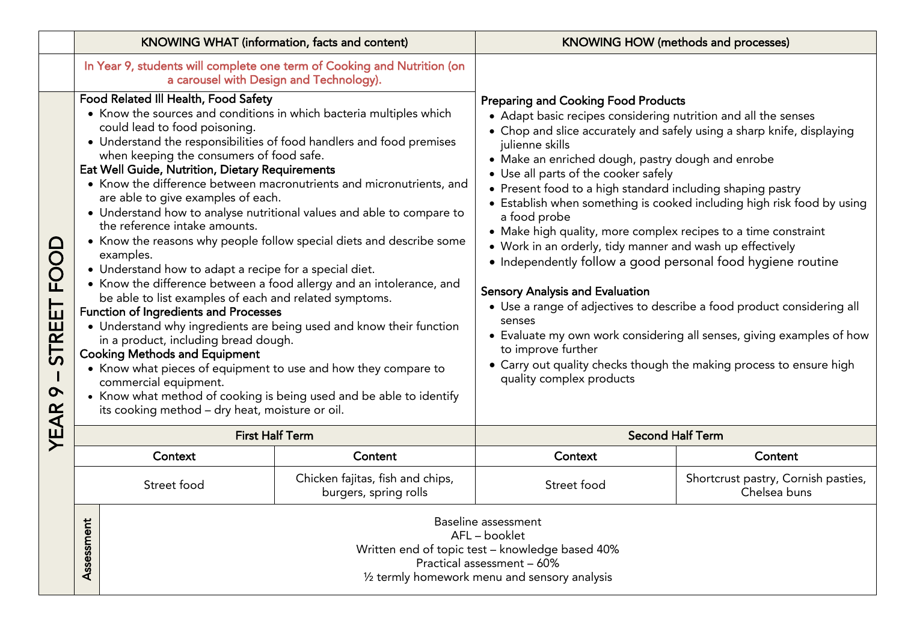# YEAR 9 – STREET FOOD

| | KNOWING WHAT (information, facts and content) | KNOWING HOW (methods and processes) |
|---|---|---|
| | In Year 9, students will complete one term of Cooking and Nutrition (on a carousel with Design and Technology). | |
| YEAR 9 – STREET FOOD | **Food Related Ill Health, Food Safety**<br>• Know the sources and conditions in which bacteria multiples which could lead to food poisoning.<br>• Understand the responsibilities of food handlers and food premises when keeping the consumers of food safe.<br>**Eat Well Guide, Nutrition, Dietary Requirements**<br>• Know the difference between macronutrients and micronutrients, and are able to give examples of each.<br>• Understand how to analyse nutritional values and able to compare to the reference intake amounts.<br>• Know the reasons why people follow special diets and describe some examples.<br>• Understand how to adapt a recipe for a special diet.<br>• Know the difference between a food allergy and an intolerance, and be able to list examples of each and related symptoms.<br>**Function of Ingredients and Processes**<br>• Understand why ingredients are being used and know their function in a product, including bread dough.<br>**Cooking Methods and Equipment**<br>• Know what pieces of equipment to use and how they compare to commercial equipment.<br>• Know what method of cooking is being used and be able to identify its cooking method – dry heat, moisture or oil. | **Preparing and Cooking Food Products**<br>• Adapt basic recipes considering nutrition and all the senses<br>• Chop and slice accurately and safely using a sharp knife, displaying julienne skills<br>• Make an enriched dough, pastry dough and enrobe<br>• Use all parts of the cooker safely<br>• Present food to a high standard including shaping pastry<br>• Establish when something is cooked including high risk food by using a food probe<br>• Make high quality, more complex recipes to a time constraint<br>• Work in an orderly, tidy manner and wash up effectively<br>• Independently follow a good personal food hygiene routine<br><br>**Sensory Analysis and Evaluation**<br>• Use a range of adjectives to describe a food product considering all senses<br>• Evaluate my own work considering all senses, giving examples of how to improve further<br>• Carry out quality checks though the making process to ensure high quality complex products |

| First Half Term | | Second Half Term | |
|---|---|---|---|
| **Context** | **Content** | **Context** | **Content** |
| Street food | Chicken fajitas, fish and chips, burgers, spring rolls | Street food | Shortcrust pastry, Cornish pasties, Chelsea buns |

**Assessment**

Baseline assessment
AFL – booklet
Written end of topic test – knowledge based 40%
Practical assessment – 60%
½ termly homework menu and sensory analysis